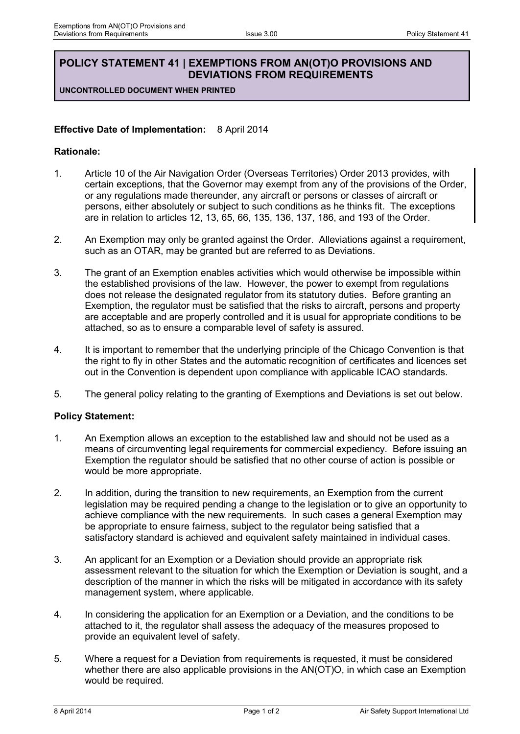# POLICY STATEMENT 41 | EXEMPTIONS FROM AN(OT)O PROVISIONS AND DEVIATIONS FROM REQUIREMENTS

**UNCONTROLLED DOCUMENT WHEN PRINTED**

**Effective Date of Implementation:** 8 April 2014

**Rationale:**

1. Article 10 of the Air Navigation Order (Overseas Territories) Order 2013 provides, with certain exceptions, that the Governor may exempt from any of the provisions of the Order, or any regulations made thereunder, any aircraft or persons or classes of aircraft or persons, either absolutely or subject to such conditions as he thinks fit. The exceptions are in relation to articles 12, 13, 65, 66, 135, 136, 137, 186, and 193 of the Order.

2. An Exemption may only be granted against the Order. Alleviations against a requirement, such as an OTAR, may be granted but are referred to as Deviations.

3. The grant of an Exemption enables activities which would otherwise be impossible within the established provisions of the law. However, the power to exempt from regulations does not release the designated regulator from its statutory duties. Before granting an Exemption, the regulator must be satisfied that the risks to aircraft, persons and property are acceptable and are properly controlled and it is usual for appropriate conditions to be attached, so as to ensure a comparable level of safety is assured.

4. It is important to remember that the underlying principle of the Chicago Convention is that the right to fly in other States and the automatic recognition of certificates and licences set out in the Convention is dependent upon compliance with applicable ICAO standards.

5. The general policy relating to the granting of Exemptions and Deviations is set out below.

**Policy Statement:**

1. An Exemption allows an exception to the established law and should not be used as a means of circumventing legal requirements for commercial expediency. Before issuing an Exemption the regulator should be satisfied that no other course of action is possible or would be more appropriate.

2. In addition, during the transition to new requirements, an Exemption from the current legislation may be required pending a change to the legislation or to give an opportunity to achieve compliance with the new requirements. In such cases a general Exemption may be appropriate to ensure fairness, subject to the regulator being satisfied that a satisfactory standard is achieved and equivalent safety maintained in individual cases.

3. An applicant for an Exemption or a Deviation should provide an appropriate risk assessment relevant to the situation for which the Exemption or Deviation is sought, and a description of the manner in which the risks will be mitigated in accordance with its safety management system, where applicable.

4. In considering the application for an Exemption or a Deviation, and the conditions to be attached to it, the regulator shall assess the adequacy of the measures proposed to provide an equivalent level of safety.

5. Where a request for a Deviation from requirements is requested, it must be considered whether there are also applicable provisions in the AN(OT)O, in which case an Exemption would be required.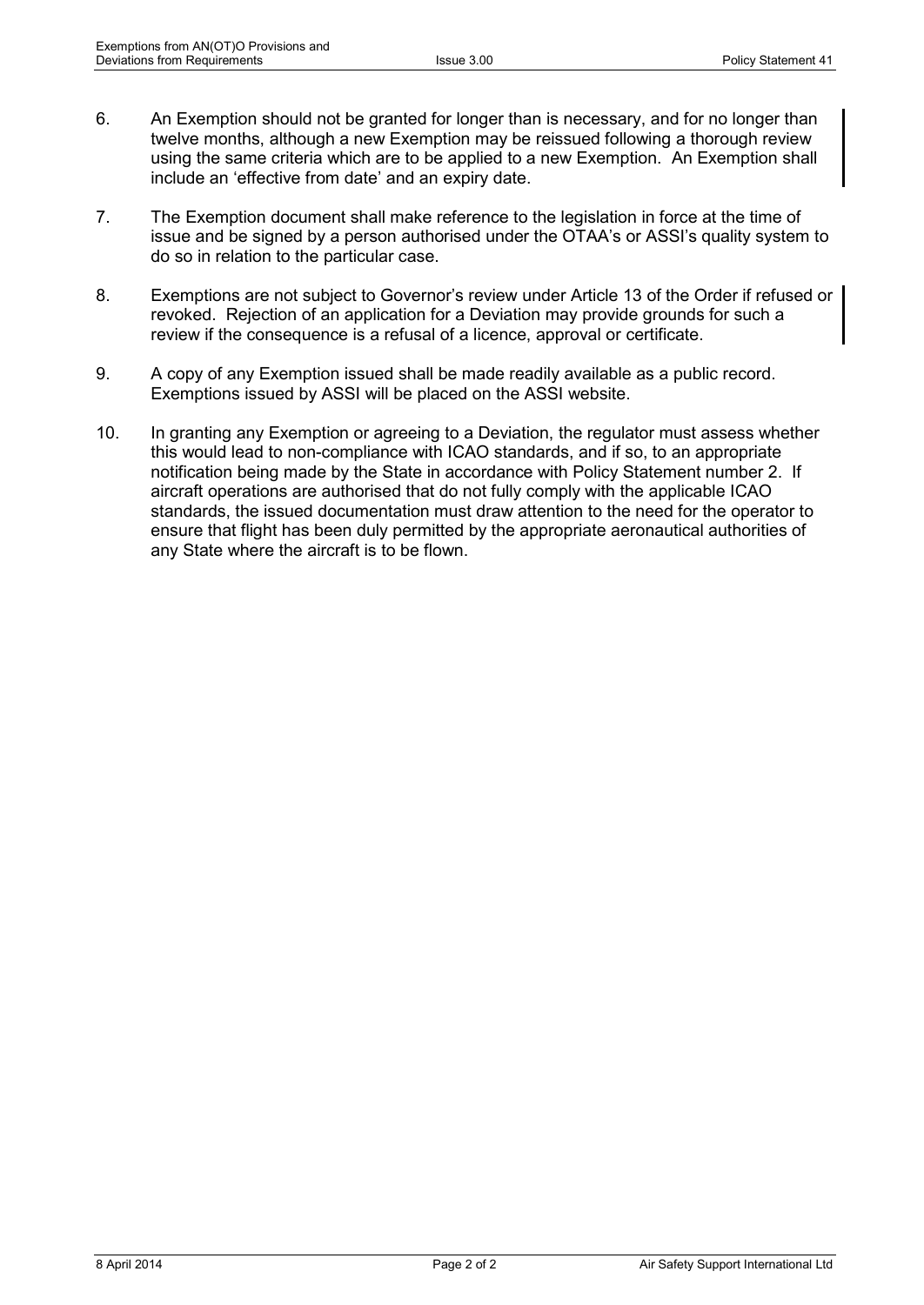6. An Exemption should not be granted for longer than is necessary, and for no longer than twelve months, although a new Exemption may be reissued following a thorough review using the same criteria which are to be applied to a new Exemption. An Exemption shall include an 'effective from date' and an expiry date.

7. The Exemption document shall make reference to the legislation in force at the time of issue and be signed by a person authorised under the OTAA's or ASSI's quality system to do so in relation to the particular case.

8. Exemptions are not subject to Governor's review under Article 13 of the Order if refused or revoked. Rejection of an application for a Deviation may provide grounds for such a review if the consequence is a refusal of a licence, approval or certificate.

9. A copy of any Exemption issued shall be made readily available as a public record. Exemptions issued by ASSI will be placed on the ASSI website.

10. In granting any Exemption or agreeing to a Deviation, the regulator must assess whether this would lead to non-compliance with ICAO standards, and if so, to an appropriate notification being made by the State in accordance with Policy Statement number 2. If aircraft operations are authorised that do not fully comply with the applicable ICAO standards, the issued documentation must draw attention to the need for the operator to ensure that flight has been duly permitted by the appropriate aeronautical authorities of any State where the aircraft is to be flown.